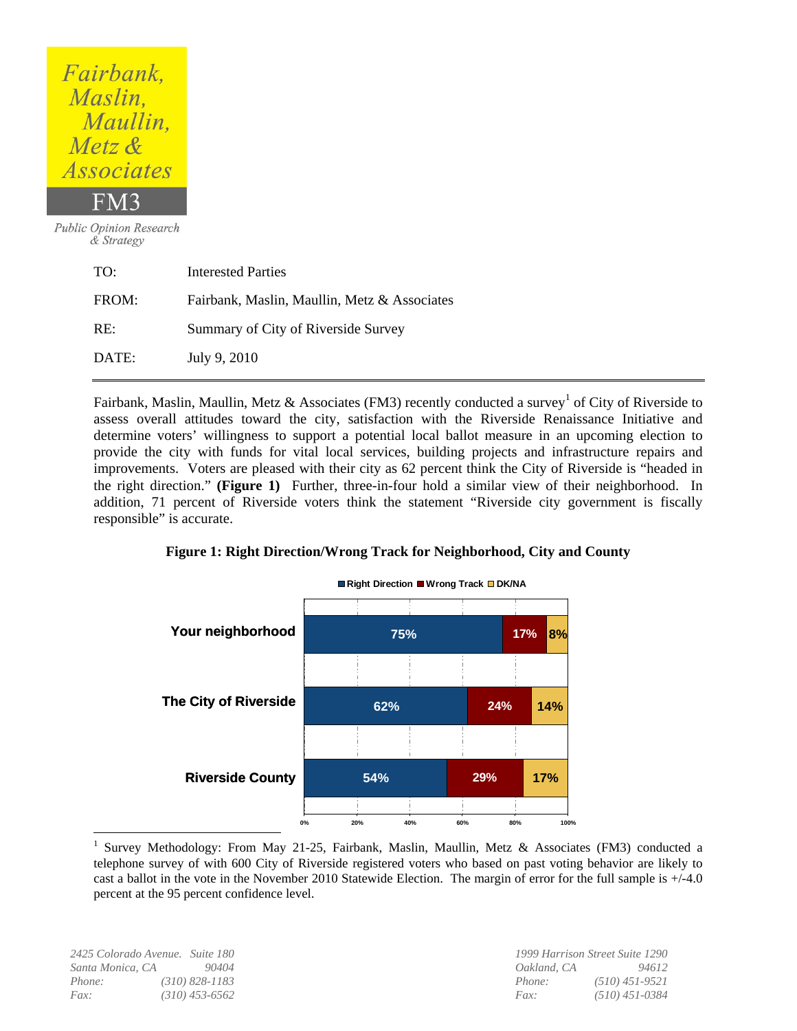Fairbank, Maslin, Maullin, Metz & Associates

FM3

*Public Opinion Research & Strategy*

| | |
|---|---|
| TO: | Interested Parties |
| FROM: | Fairbank, Maslin, Maullin, Metz & Associates |
| RE: | Summary of City of Riverside Survey |
| DATE: | July 9, 2010 |

Fairbank, Maslin, Maullin, Metz & Associates (FM3) recently conducted a survey[1] of City of Riverside to assess overall attitudes toward the city, satisfaction with the Riverside Renaissance Initiative and determine voters' willingness to support a potential local ballot measure in an upcoming election to provide the city with funds for vital local services, building projects and infrastructure repairs and improvements. Voters are pleased with their city as 62 percent think the City of Riverside is "headed in the right direction." **(Figure 1)** Further, three-in-four hold a similar view of their neighborhood. In addition, 71 percent of Riverside voters think the statement "Riverside city government is fiscally responsible" is accurate.

**Figure 1: Right Direction/Wrong Track for Neighborhood, City and County**

| | Right Direction | Wrong Track | DK/NA |
|---|---|---|---|
| Your neighborhood | 75% | 17% | 8% |
| The City of Riverside | 62% | 24% | 14% |
| Riverside County | 54% | 29% | 17% |

[1] Survey Methodology: From May 21-25, Fairbank, Maslin, Maullin, Metz & Associates (FM3) conducted a telephone survey of with 600 City of Riverside registered voters who based on past voting behavior are likely to cast a ballot in the vote in the November 2010 Statewide Election. The margin of error for the full sample is +/-4.0 percent at the 95 percent confidence level.

*2425 Colorado Avenue. Suite 180*
*Santa Monica, CA 90404*
*Phone: (310) 828-1183*
*Fax: (310) 453-6562*

*1999 Harrison Street Suite 1290*
*Oakland, CA 94612*
*Phone: (510) 451-9521*
*Fax: (510) 451-0384*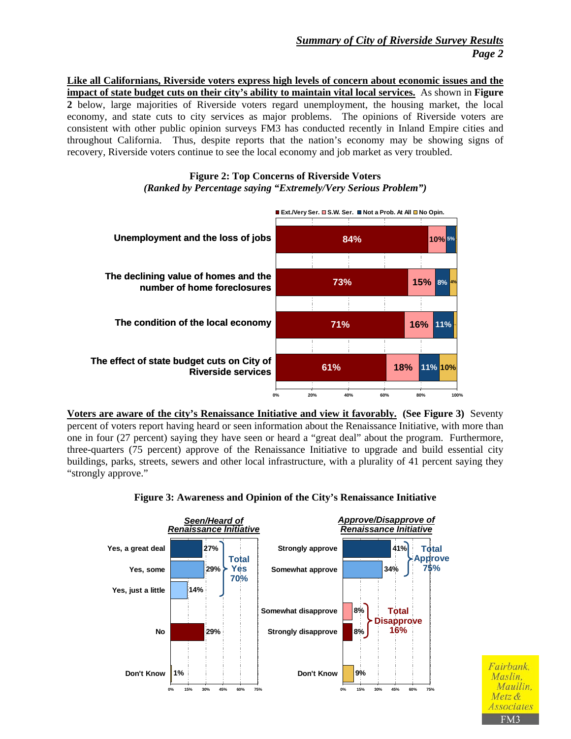**<u>Like all Californians, Riverside voters express high levels of concern about economic issues and the impact of state budget cuts on their city's ability to maintain vital local services.</u>** As shown in **Figure 2** below, large majorities of Riverside voters regard unemployment, the housing market, the local economy, and state cuts to city services as major problems. The opinions of Riverside voters are consistent with other public opinion surveys FM3 has conducted recently in Inland Empire cities and throughout California. Thus, despite reports that the nation's economy may be showing signs of recovery, Riverside voters continue to see the local economy and job market as very troubled.

**Figure 2: Top Concerns of Riverside Voters**
***(Ranked by Percentage saying "Extremely/Very Serious Problem")***

| | Ext./Very Ser. | S.W. Ser. | Not a Prob. At All | No Opin. |
|---|---|---|---|---|
| Unemployment and the loss of jobs | 84% | 10% | 5% | |
| The declining value of homes and the number of home foreclosures | 73% | 15% | 8% | 4% |
| The condition of the local economy | 71% | 16% | 11% | |
| The effect of state budget cuts on City of Riverside services | 61% | 18% | 11% | 10% |

**<u>Voters are aware of the city's Renaissance Initiative and view it favorably.</u> (See Figure 3)** Seventy percent of voters report having heard or seen information about the Renaissance Initiative, with more than one in four (27 percent) saying they have seen or heard a "great deal" about the program. Furthermore, three-quarters (75 percent) approve of the Renaissance Initiative to upgrade and build essential city buildings, parks, streets, sewers and other local infrastructure, with a plurality of 41 percent saying they "strongly approve."

**Figure 3: Awareness and Opinion of the City's Renaissance Initiative**

***<u>Seen/Heard of Renaissance Initiative</u>***

| Response | Percentage |
|---|---|
| Yes, a great deal | 27% |
| Yes, some | 29% |
| Yes, just a little | 14% |
| **Total Yes** | **70%** |
| No | 29% |
| Don't Know | 1% |

***<u>Approve/Disapprove of Renaissance Initiative</u>***

| Response | Percentage |
|---|---|
| Strongly approve | 41% |
| Somewhat approve | 34% |
| **Total Approve** | **75%** |
| Somewhat disapprove | 8% |
| Strongly disapprove | 8% |
| **Total Disapprove** | **16%** |
| Don't Know | 9% |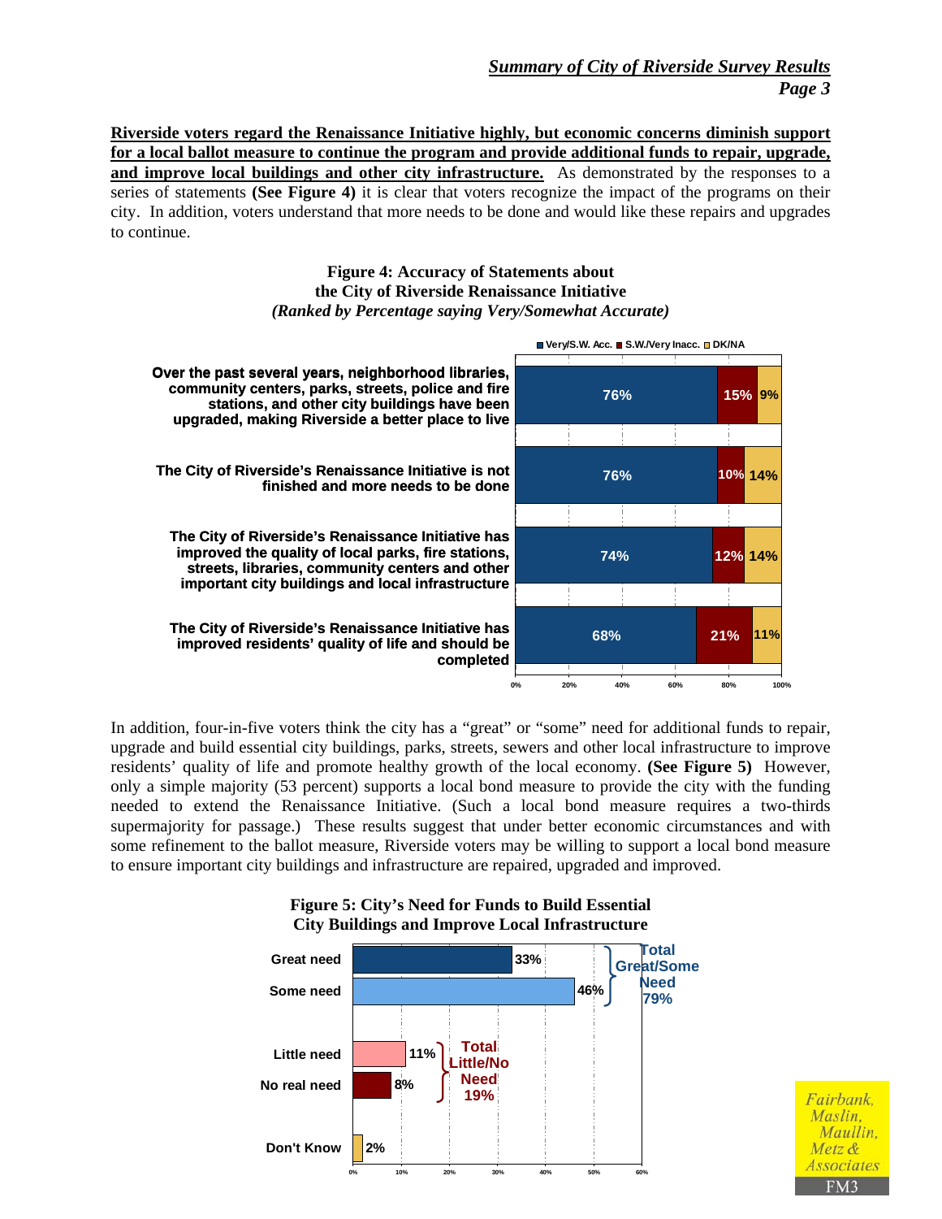**Riverside voters regard the Renaissance Initiative highly, but economic concerns diminish support for a local ballot measure to continue the program and provide additional funds to repair, upgrade, and improve local buildings and other city infrastructure.** As demonstrated by the responses to a series of statements **(See Figure 4)** it is clear that voters recognize the impact of the programs on their city. In addition, voters understand that more needs to be done and would like these repairs and upgrades to continue.

**Figure 4: Accuracy of Statements about the City of Riverside Renaissance Initiative**
***(Ranked by Percentage saying Very/Somewhat Accurate)***

| Statement | Very/S.W. Acc. | S.W./Very Inacc. | DK/NA |
|---|---|---|---|
| Over the past several years, neighborhood libraries, community centers, parks, streets, police and fire stations, and other city buildings have been upgraded, making Riverside a better place to live | 76% | 15% | 9% |
| The City of Riverside's Renaissance Initiative is not finished and more needs to be done | 76% | 10% | 14% |
| The City of Riverside's Renaissance Initiative has improved the quality of local parks, fire stations, streets, libraries, community centers and other important city buildings and local infrastructure | 74% | 12% | 14% |
| The City of Riverside's Renaissance Initiative has improved residents' quality of life and should be completed | 68% | 21% | 11% |

In addition, four-in-five voters think the city has a "great" or "some" need for additional funds to repair, upgrade and build essential city buildings, parks, streets, sewers and other local infrastructure to improve residents' quality of life and promote healthy growth of the local economy. **(See Figure 5)** However, only a simple majority (53 percent) supports a local bond measure to provide the city with the funding needed to extend the Renaissance Initiative. (Such a local bond measure requires a two-thirds supermajority for passage.) These results suggest that under better economic circumstances and with some refinement to the ballot measure, Riverside voters may be willing to support a local bond measure to ensure important city buildings and infrastructure are repaired, upgraded and improved.

**Figure 5: City's Need for Funds to Build Essential City Buildings and Improve Local Infrastructure**

| Response | Percentage | Total |
|---|---|---|
| Great need | 33% | Total Great/Some Need 79% |
| Some need | 46% | |
| Little need | 11% | Total Little/No Need 19% |
| No real need | 8% | |
| Don't Know | 2% | |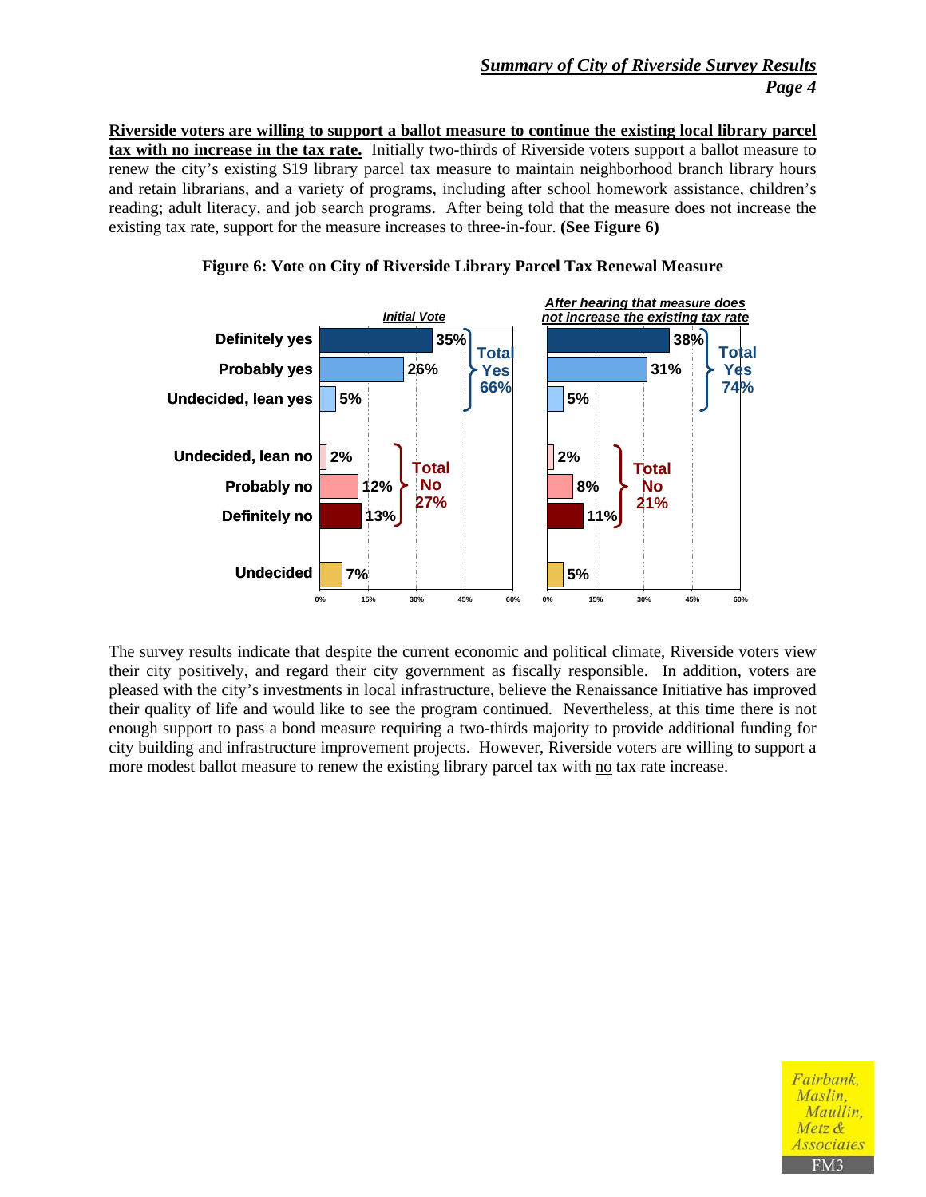**<u>Riverside voters are willing to support a ballot measure to continue the existing local library parcel tax with no increase in the tax rate.</u>** Initially two-thirds of Riverside voters support a ballot measure to renew the city's existing $19 library parcel tax measure to maintain neighborhood branch library hours and retain librarians, and a variety of programs, including after school homework assistance, children's reading; adult literacy, and job search programs. After being told that the measure does <u>not</u> increase the existing tax rate, support for the measure increases to three-in-four. **(See Figure 6)**

**Figure 6: Vote on City of Riverside Library Parcel Tax Renewal Measure**

*Initial Vote*

Definitely yes 35%
Probably yes 26%
Undecided, lean yes 5%
Total Yes 66%

Undecided, lean no 2%
Probably no 12%
Definitely no 13%
Total No 27%

Undecided 7%

*After hearing that measure does not increase the existing tax rate*

Definitely yes 38%
Probably yes 31%
Undecided, lean yes 5%
Total Yes 74%

Undecided, lean no 2%
Probably no 8%
Definitely no 11%
Total No 21%

Undecided 5%

0% 15% 30% 45% 60%

The survey results indicate that despite the current economic and political climate, Riverside voters view their city positively, and regard their city government as fiscally responsible. In addition, voters are pleased with the city's investments in local infrastructure, believe the Renaissance Initiative has improved their quality of life and would like to see the program continued. Nevertheless, at this time there is not enough support to pass a bond measure requiring a two-thirds majority to provide additional funding for city building and infrastructure improvement projects. However, Riverside voters are willing to support a more modest ballot measure to renew the existing library parcel tax with <u>no</u> tax rate increase.

Fairbank, Maslin, Maullin, Metz & Associates
FM3